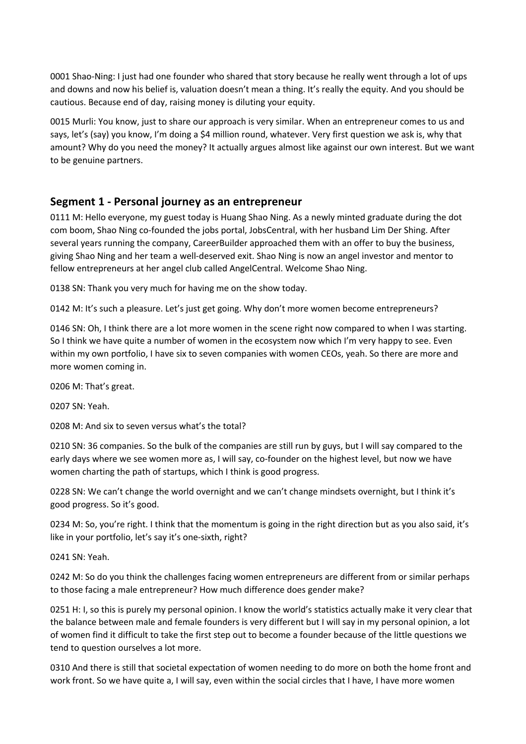0001 Shao-Ning: I just had one founder who shared that story because he really went through a lot of ups and downs and now his belief is, valuation doesn't mean a thing. It's really the equity. And you should be cautious. Because end of day, raising money is diluting your equity.

0015 Murli: You know, just to share our approach is very similar. When an entrepreneur comes to us and says, let's (say) you know, I'm doing a $4 million round, whatever. Very first question we ask is, why that amount? Why do you need the money? It actually argues almost like against our own interest. But we want to be genuine partners.

## Segment 1 - Personal journey as an entrepreneur

0111 M: Hello everyone, my guest today is Huang Shao Ning. As a newly minted graduate during the dot com boom, Shao Ning co-founded the jobs portal, JobsCentral, with her husband Lim Der Shing. After several years running the company, CareerBuilder approached them with an offer to buy the business, giving Shao Ning and her team a well-deserved exit. Shao Ning is now an angel investor and mentor to fellow entrepreneurs at her angel club called AngelCentral. Welcome Shao Ning.

0138 SN: Thank you very much for having me on the show today.

0142 M: It's such a pleasure. Let's just get going. Why don't more women become entrepreneurs?

0146 SN: Oh, I think there are a lot more women in the scene right now compared to when I was starting. So I think we have quite a number of women in the ecosystem now which I'm very happy to see. Even within my own portfolio, I have six to seven companies with women CEOs, yeah. So there are more and more women coming in.

0206 M: That's great.

0207 SN: Yeah.

0208 M: And six to seven versus what's the total?

0210 SN: 36 companies. So the bulk of the companies are still run by guys, but I will say compared to the early days where we see women more as, I will say, co-founder on the highest level, but now we have women charting the path of startups, which I think is good progress.

0228 SN: We can't change the world overnight and we can't change mindsets overnight, but I think it's good progress. So it's good.

0234 M: So, you're right. I think that the momentum is going in the right direction but as you also said, it's like in your portfolio, let's say it's one-sixth, right?

0241 SN: Yeah.

0242 M: So do you think the challenges facing women entrepreneurs are different from or similar perhaps to those facing a male entrepreneur? How much difference does gender make?

0251 H: I, so this is purely my personal opinion. I know the world's statistics actually make it very clear that the balance between male and female founders is very different but I will say in my personal opinion, a lot of women find it difficult to take the first step out to become a founder because of the little questions we tend to question ourselves a lot more.

0310 And there is still that societal expectation of women needing to do more on both the home front and work front. So we have quite a, I will say, even within the social circles that I have, I have more women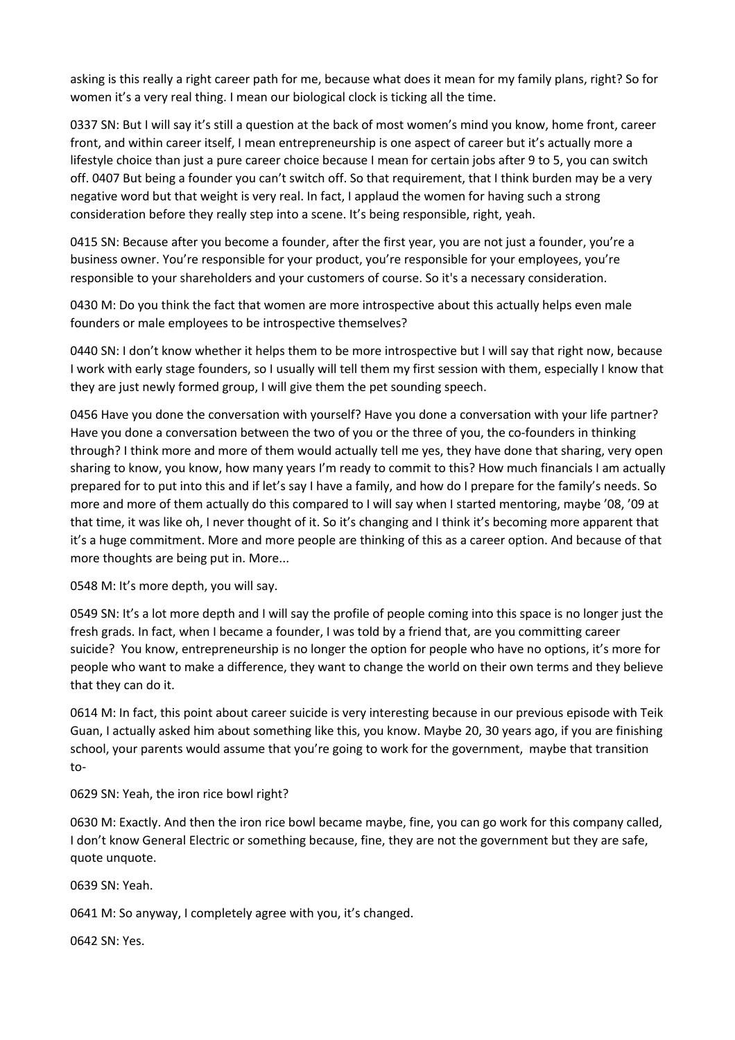asking is this really a right career path for me, because what does it mean for my family plans, right? So for women it's a very real thing. I mean our biological clock is ticking all the time.

0337 SN: But I will say it's still a question at the back of most women's mind you know, home front, career front, and within career itself, I mean entrepreneurship is one aspect of career but it's actually more a lifestyle choice than just a pure career choice because I mean for certain jobs after 9 to 5, you can switch off. 0407 But being a founder you can't switch off. So that requirement, that I think burden may be a very negative word but that weight is very real. In fact, I applaud the women for having such a strong consideration before they really step into a scene. It's being responsible, right, yeah.

0415 SN: Because after you become a founder, after the first year, you are not just a founder, you're a business owner. You're responsible for your product, you're responsible for your employees, you're responsible to your shareholders and your customers of course. So it's a necessary consideration.

0430 M: Do you think the fact that women are more introspective about this actually helps even male founders or male employees to be introspective themselves?

0440 SN: I don't know whether it helps them to be more introspective but I will say that right now, because I work with early stage founders, so I usually will tell them my first session with them, especially I know that they are just newly formed group, I will give them the pet sounding speech.

0456 Have you done the conversation with yourself? Have you done a conversation with your life partner? Have you done a conversation between the two of you or the three of you, the co-founders in thinking through? I think more and more of them would actually tell me yes, they have done that sharing, very open sharing to know, you know, how many years I'm ready to commit to this? How much financials I am actually prepared for to put into this and if let's say I have a family, and how do I prepare for the family's needs. So more and more of them actually do this compared to I will say when I started mentoring, maybe '08, '09 at that time, it was like oh, I never thought of it. So it's changing and I think it's becoming more apparent that it's a huge commitment. More and more people are thinking of this as a career option. And because of that more thoughts are being put in. More...

0548 M: It's more depth, you will say.

0549 SN: It's a lot more depth and I will say the profile of people coming into this space is no longer just the fresh grads. In fact, when I became a founder, I was told by a friend that, are you committing career suicide? You know, entrepreneurship is no longer the option for people who have no options, it's more for people who want to make a difference, they want to change the world on their own terms and they believe that they can do it.

0614 M: In fact, this point about career suicide is very interesting because in our previous episode with Teik Guan, I actually asked him about something like this, you know. Maybe 20, 30 years ago, if you are finishing school, your parents would assume that you're going to work for the government, maybe that transition to-

0629 SN: Yeah, the iron rice bowl right?

0630 M: Exactly. And then the iron rice bowl became maybe, fine, you can go work for this company called, I don't know General Electric or something because, fine, they are not the government but they are safe, quote unquote.

0639 SN: Yeah.

0641 M: So anyway, I completely agree with you, it's changed.

0642 SN: Yes.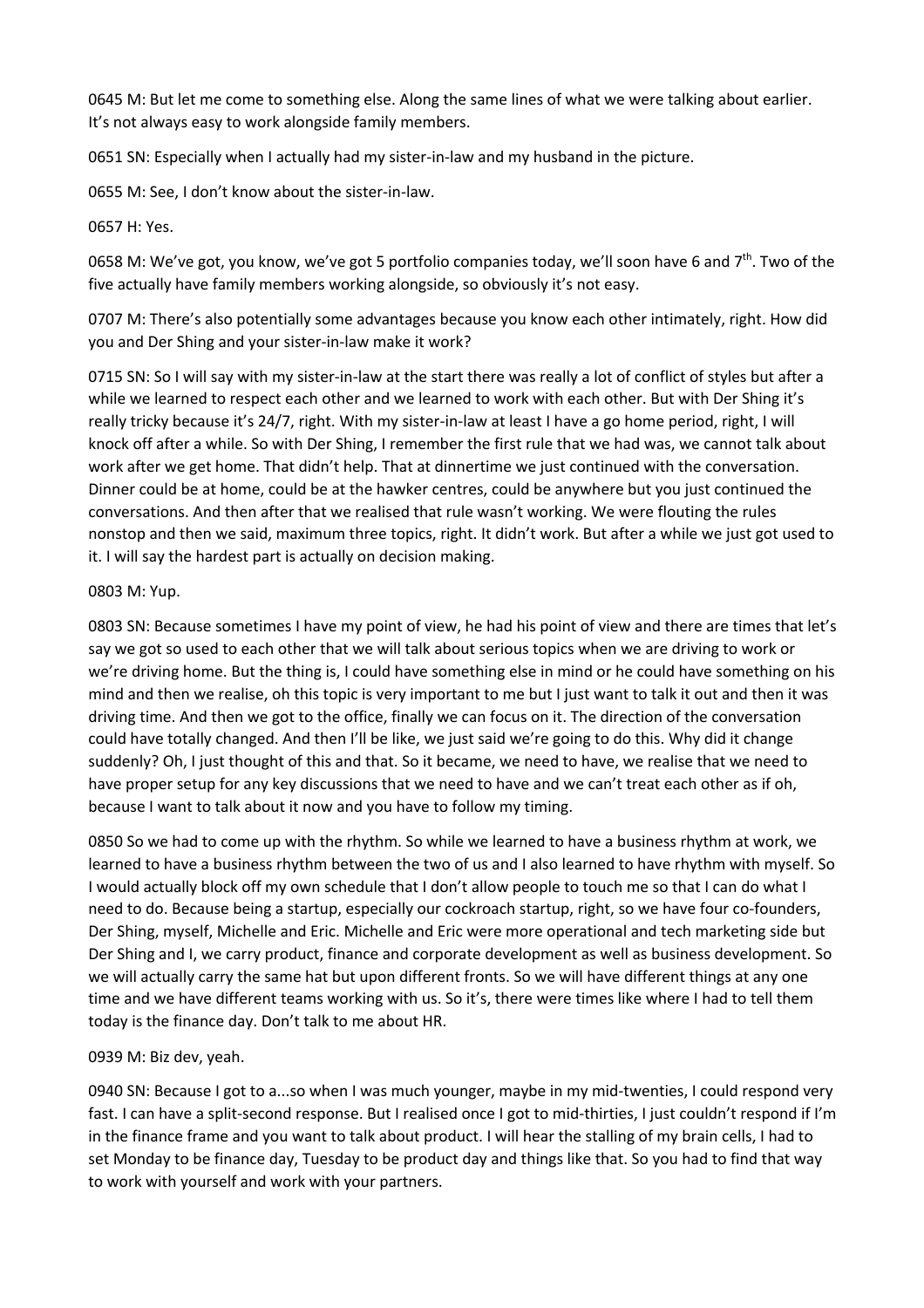0645 M: But let me come to something else. Along the same lines of what we were talking about earlier. It's not always easy to work alongside family members.

0651 SN: Especially when I actually had my sister-in-law and my husband in the picture.

0655 M: See, I don't know about the sister-in-law.

0657 H: Yes.

0658 M: We've got, you know, we've got 5 portfolio companies today, we'll soon have 6 and 7th. Two of the five actually have family members working alongside, so obviously it's not easy.

0707 M: There's also potentially some advantages because you know each other intimately, right. How did you and Der Shing and your sister-in-law make it work?

0715 SN: So I will say with my sister-in-law at the start there was really a lot of conflict of styles but after a while we learned to respect each other and we learned to work with each other. But with Der Shing it's really tricky because it's 24/7, right. With my sister-in-law at least I have a go home period, right, I will knock off after a while. So with Der Shing, I remember the first rule that we had was, we cannot talk about work after we get home. That didn't help. That at dinnertime we just continued with the conversation. Dinner could be at home, could be at the hawker centres, could be anywhere but you just continued the conversations. And then after that we realised that rule wasn't working. We were flouting the rules nonstop and then we said, maximum three topics, right. It didn't work. But after a while we just got used to it. I will say the hardest part is actually on decision making.

0803 M: Yup.

0803 SN: Because sometimes I have my point of view, he had his point of view and there are times that let's say we got so used to each other that we will talk about serious topics when we are driving to work or we're driving home. But the thing is, I could have something else in mind or he could have something on his mind and then we realise, oh this topic is very important to me but I just want to talk it out and then it was driving time. And then we got to the office, finally we can focus on it. The direction of the conversation could have totally changed. And then I'll be like, we just said we're going to do this. Why did it change suddenly? Oh, I just thought of this and that. So it became, we need to have, we realise that we need to have proper setup for any key discussions that we need to have and we can't treat each other as if oh, because I want to talk about it now and you have to follow my timing.

0850 So we had to come up with the rhythm. So while we learned to have a business rhythm at work, we learned to have a business rhythm between the two of us and I also learned to have rhythm with myself. So I would actually block off my own schedule that I don't allow people to touch me so that I can do what I need to do. Because being a startup, especially our cockroach startup, right, so we have four co-founders, Der Shing, myself, Michelle and Eric. Michelle and Eric were more operational and tech marketing side but Der Shing and I, we carry product, finance and corporate development as well as business development. So we will actually carry the same hat but upon different fronts. So we will have different things at any one time and we have different teams working with us. So it's, there were times like where I had to tell them today is the finance day. Don't talk to me about HR.

0939 M: Biz dev, yeah.

0940 SN: Because I got to a...so when I was much younger, maybe in my mid-twenties, I could respond very fast. I can have a split-second response. But I realised once I got to mid-thirties, I just couldn't respond if I'm in the finance frame and you want to talk about product. I will hear the stalling of my brain cells, I had to set Monday to be finance day, Tuesday to be product day and things like that. So you had to find that way to work with yourself and work with your partners.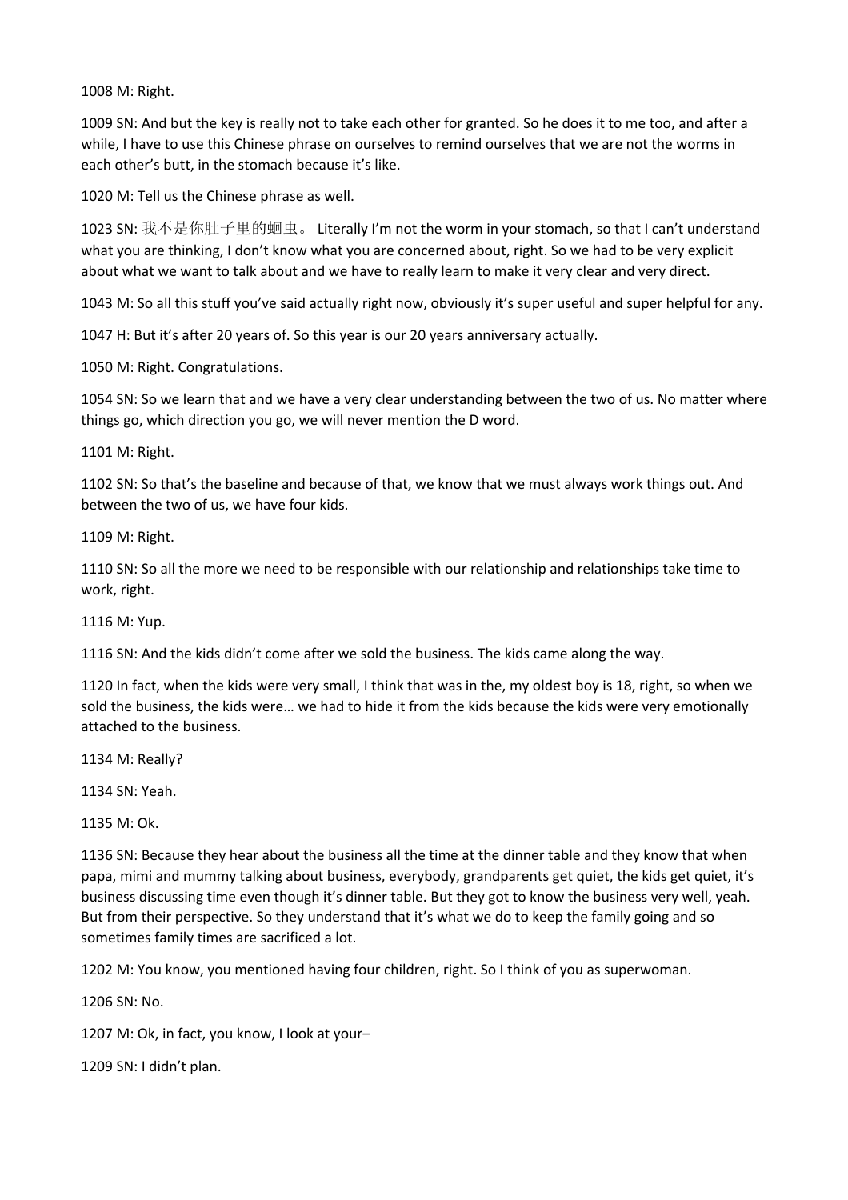1008 M: Right.

1009 SN: And but the key is really not to take each other for granted. So he does it to me too, and after a while, I have to use this Chinese phrase on ourselves to remind ourselves that we are not the worms in each other's butt, in the stomach because it's like.

1020 M: Tell us the Chinese phrase as well.

1023 SN: 我不是你肚子里的蛔虫。 Literally I'm not the worm in your stomach, so that I can't understand what you are thinking, I don't know what you are concerned about, right. So we had to be very explicit about what we want to talk about and we have to really learn to make it very clear and very direct.

1043 M: So all this stuff you've said actually right now, obviously it's super useful and super helpful for any.

1047 H: But it's after 20 years of. So this year is our 20 years anniversary actually.

1050 M: Right. Congratulations.

1054 SN: So we learn that and we have a very clear understanding between the two of us. No matter where things go, which direction you go, we will never mention the D word.

1101 M: Right.

1102 SN: So that's the baseline and because of that, we know that we must always work things out. And between the two of us, we have four kids.

1109 M: Right.

1110 SN: So all the more we need to be responsible with our relationship and relationships take time to work, right.

1116 M: Yup.

1116 SN: And the kids didn't come after we sold the business. The kids came along the way.

1120 In fact, when the kids were very small, I think that was in the, my oldest boy is 18, right, so when we sold the business, the kids were… we had to hide it from the kids because the kids were very emotionally attached to the business.

1134 M: Really?

1134 SN: Yeah.

1135 M: Ok.

1136 SN: Because they hear about the business all the time at the dinner table and they know that when papa, mimi and mummy talking about business, everybody, grandparents get quiet, the kids get quiet, it's business discussing time even though it's dinner table. But they got to know the business very well, yeah. But from their perspective. So they understand that it's what we do to keep the family going and so sometimes family times are sacrificed a lot.

1202 M: You know, you mentioned having four children, right. So I think of you as superwoman.

1206 SN: No.

1207 M: Ok, in fact, you know, I look at your–

1209 SN: I didn't plan.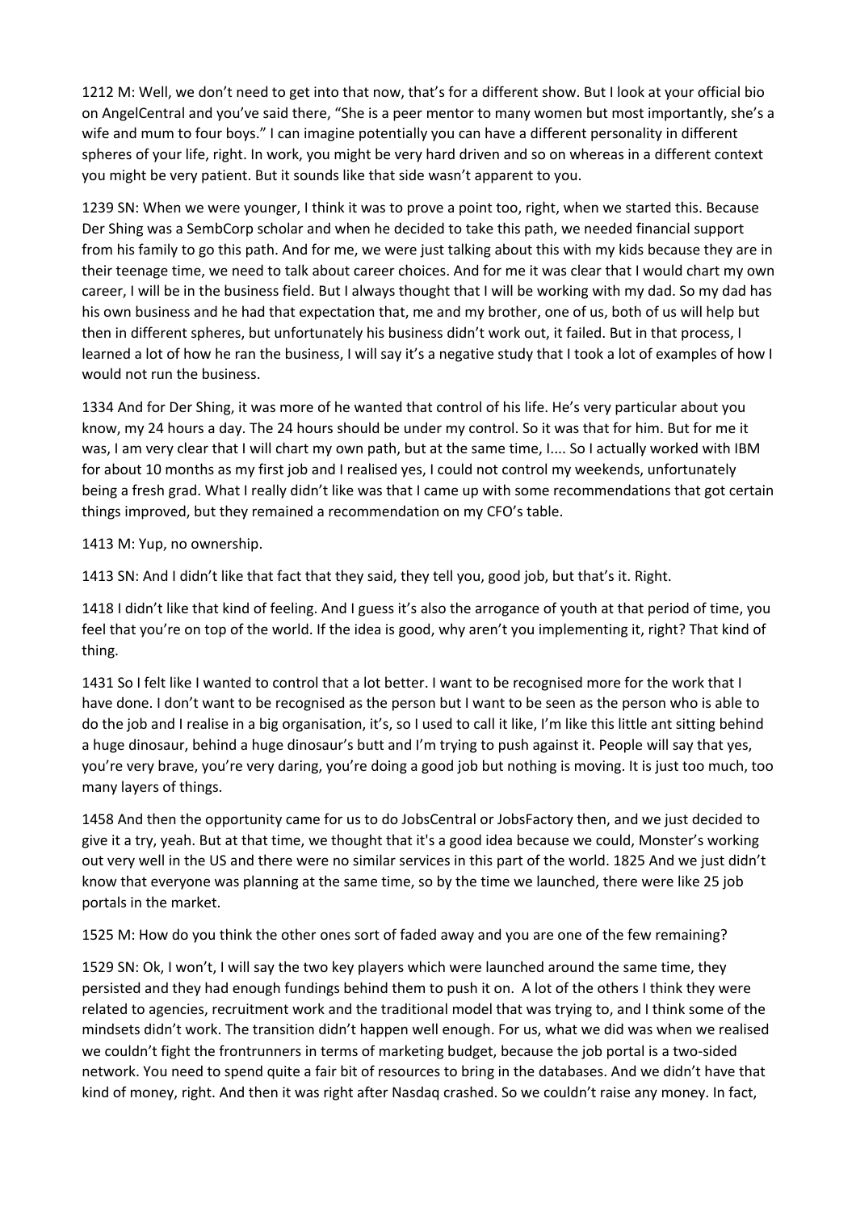1212 M: Well, we don't need to get into that now, that's for a different show. But I look at your official bio on AngelCentral and you've said there, "She is a peer mentor to many women but most importantly, she's a wife and mum to four boys." I can imagine potentially you can have a different personality in different spheres of your life, right. In work, you might be very hard driven and so on whereas in a different context you might be very patient. But it sounds like that side wasn't apparent to you.

1239 SN: When we were younger, I think it was to prove a point too, right, when we started this. Because Der Shing was a SembCorp scholar and when he decided to take this path, we needed financial support from his family to go this path. And for me, we were just talking about this with my kids because they are in their teenage time, we need to talk about career choices. And for me it was clear that I would chart my own career, I will be in the business field. But I always thought that I will be working with my dad. So my dad has his own business and he had that expectation that, me and my brother, one of us, both of us will help but then in different spheres, but unfortunately his business didn't work out, it failed. But in that process, I learned a lot of how he ran the business, I will say it's a negative study that I took a lot of examples of how I would not run the business.

1334 And for Der Shing, it was more of he wanted that control of his life. He's very particular about you know, my 24 hours a day. The 24 hours should be under my control. So it was that for him. But for me it was, I am very clear that I will chart my own path, but at the same time, I.... So I actually worked with IBM for about 10 months as my first job and I realised yes, I could not control my weekends, unfortunately being a fresh grad. What I really didn't like was that I came up with some recommendations that got certain things improved, but they remained a recommendation on my CFO's table.

1413 M: Yup, no ownership.

1413 SN: And I didn't like that fact that they said, they tell you, good job, but that's it. Right.

1418 I didn't like that kind of feeling. And I guess it's also the arrogance of youth at that period of time, you feel that you're on top of the world. If the idea is good, why aren't you implementing it, right? That kind of thing.

1431 So I felt like I wanted to control that a lot better. I want to be recognised more for the work that I have done. I don't want to be recognised as the person but I want to be seen as the person who is able to do the job and I realise in a big organisation, it's, so I used to call it like, I'm like this little ant sitting behind a huge dinosaur, behind a huge dinosaur's butt and I'm trying to push against it. People will say that yes, you're very brave, you're very daring, you're doing a good job but nothing is moving. It is just too much, too many layers of things.

1458 And then the opportunity came for us to do JobsCentral or JobsFactory then, and we just decided to give it a try, yeah. But at that time, we thought that it's a good idea because we could, Monster's working out very well in the US and there were no similar services in this part of the world. 1825 And we just didn't know that everyone was planning at the same time, so by the time we launched, there were like 25 job portals in the market.

1525 M: How do you think the other ones sort of faded away and you are one of the few remaining?

1529 SN: Ok, I won't, I will say the two key players which were launched around the same time, they persisted and they had enough fundings behind them to push it on. A lot of the others I think they were related to agencies, recruitment work and the traditional model that was trying to, and I think some of the mindsets didn't work. The transition didn't happen well enough. For us, what we did was when we realised we couldn't fight the frontrunners in terms of marketing budget, because the job portal is a two-sided network. You need to spend quite a fair bit of resources to bring in the databases. And we didn't have that kind of money, right. And then it was right after Nasdaq crashed. So we couldn't raise any money. In fact,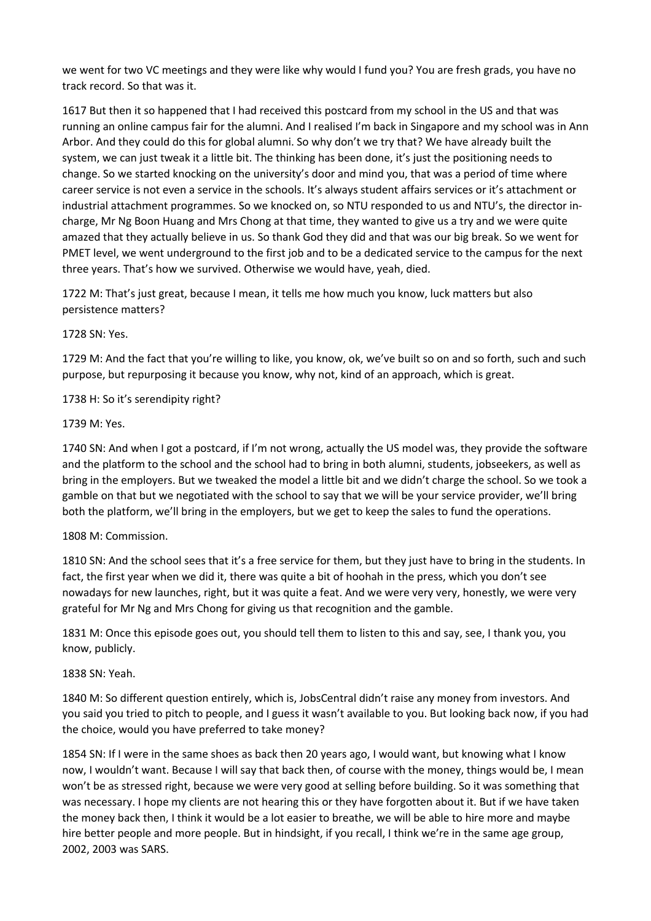we went for two VC meetings and they were like why would I fund you? You are fresh grads, you have no track record. So that was it.

1617 But then it so happened that I had received this postcard from my school in the US and that was running an online campus fair for the alumni. And I realised I'm back in Singapore and my school was in Ann Arbor. And they could do this for global alumni. So why don't we try that? We have already built the system, we can just tweak it a little bit. The thinking has been done, it's just the positioning needs to change. So we started knocking on the university's door and mind you, that was a period of time where career service is not even a service in the schools. It's always student affairs services or it's attachment or industrial attachment programmes. So we knocked on, so NTU responded to us and NTU's, the director in-charge, Mr Ng Boon Huang and Mrs Chong at that time, they wanted to give us a try and we were quite amazed that they actually believe in us. So thank God they did and that was our big break. So we went for PMET level, we went underground to the first job and to be a dedicated service to the campus for the next three years. That's how we survived. Otherwise we would have, yeah, died.

1722 M: That's just great, because I mean, it tells me how much you know, luck matters but also persistence matters?

1728 SN: Yes.

1729 M: And the fact that you're willing to like, you know, ok, we've built so on and so forth, such and such purpose, but repurposing it because you know, why not, kind of an approach, which is great.

1738 H: So it's serendipity right?

1739 M: Yes.

1740 SN: And when I got a postcard, if I'm not wrong, actually the US model was, they provide the software and the platform to the school and the school had to bring in both alumni, students, jobseekers, as well as bring in the employers. But we tweaked the model a little bit and we didn't charge the school. So we took a gamble on that but we negotiated with the school to say that we will be your service provider, we'll bring both the platform, we'll bring in the employers, but we get to keep the sales to fund the operations.

1808 M: Commission.

1810 SN: And the school sees that it's a free service for them, but they just have to bring in the students. In fact, the first year when we did it, there was quite a bit of hoohah in the press, which you don't see nowadays for new launches, right, but it was quite a feat. And we were very very, honestly, we were very grateful for Mr Ng and Mrs Chong for giving us that recognition and the gamble.

1831 M: Once this episode goes out, you should tell them to listen to this and say, see, I thank you, you know, publicly.

1838 SN: Yeah.

1840 M: So different question entirely, which is, JobsCentral didn't raise any money from investors. And you said you tried to pitch to people, and I guess it wasn't available to you. But looking back now, if you had the choice, would you have preferred to take money?

1854 SN: If I were in the same shoes as back then 20 years ago, I would want, but knowing what I know now, I wouldn't want. Because I will say that back then, of course with the money, things would be, I mean won't be as stressed right, because we were very good at selling before building. So it was something that was necessary. I hope my clients are not hearing this or they have forgotten about it. But if we have taken the money back then, I think it would be a lot easier to breathe, we will be able to hire more and maybe hire better people and more people. But in hindsight, if you recall, I think we're in the same age group, 2002, 2003 was SARS.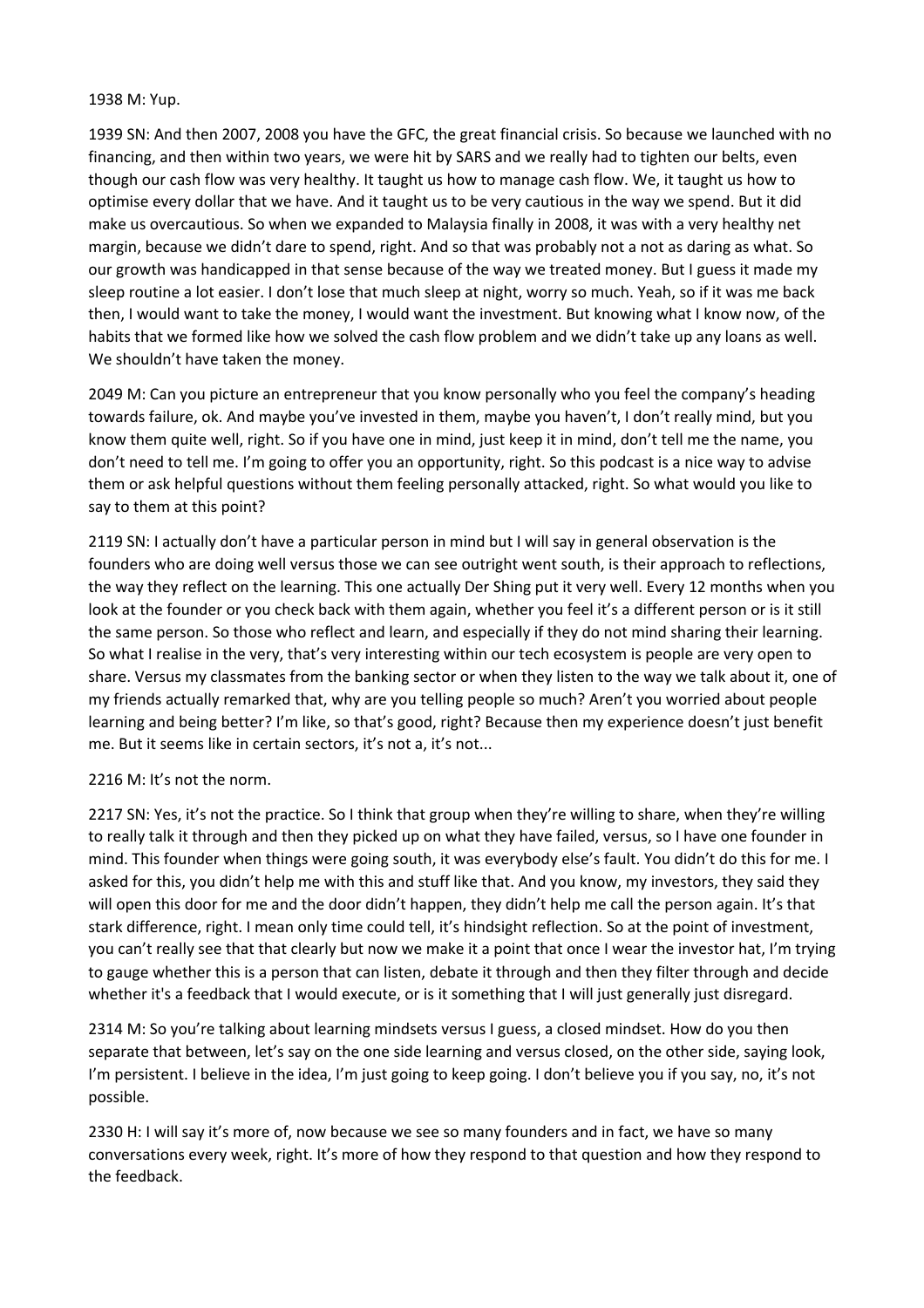1938 M: Yup.

1939 SN: And then 2007, 2008 you have the GFC, the great financial crisis. So because we launched with no financing, and then within two years, we were hit by SARS and we really had to tighten our belts, even though our cash flow was very healthy. It taught us how to manage cash flow. We, it taught us how to optimise every dollar that we have. And it taught us to be very cautious in the way we spend. But it did make us overcautious. So when we expanded to Malaysia finally in 2008, it was with a very healthy net margin, because we didn't dare to spend, right. And so that was probably not a not as daring as what. So our growth was handicapped in that sense because of the way we treated money. But I guess it made my sleep routine a lot easier. I don't lose that much sleep at night, worry so much. Yeah, so if it was me back then, I would want to take the money, I would want the investment. But knowing what I know now, of the habits that we formed like how we solved the cash flow problem and we didn't take up any loans as well. We shouldn't have taken the money.

2049 M: Can you picture an entrepreneur that you know personally who you feel the company's heading towards failure, ok. And maybe you've invested in them, maybe you haven't, I don't really mind, but you know them quite well, right. So if you have one in mind, just keep it in mind, don't tell me the name, you don't need to tell me. I'm going to offer you an opportunity, right. So this podcast is a nice way to advise them or ask helpful questions without them feeling personally attacked, right. So what would you like to say to them at this point?

2119 SN: I actually don't have a particular person in mind but I will say in general observation is the founders who are doing well versus those we can see outright went south, is their approach to reflections, the way they reflect on the learning. This one actually Der Shing put it very well. Every 12 months when you look at the founder or you check back with them again, whether you feel it's a different person or is it still the same person. So those who reflect and learn, and especially if they do not mind sharing their learning. So what I realise in the very, that's very interesting within our tech ecosystem is people are very open to share. Versus my classmates from the banking sector or when they listen to the way we talk about it, one of my friends actually remarked that, why are you telling people so much? Aren't you worried about people learning and being better? I'm like, so that's good, right? Because then my experience doesn't just benefit me. But it seems like in certain sectors, it's not a, it's not...

2216 M: It's not the norm.

2217 SN: Yes, it's not the practice. So I think that group when they're willing to share, when they're willing to really talk it through and then they picked up on what they have failed, versus, so I have one founder in mind. This founder when things were going south, it was everybody else's fault. You didn't do this for me. I asked for this, you didn't help me with this and stuff like that. And you know, my investors, they said they will open this door for me and the door didn't happen, they didn't help me call the person again. It's that stark difference, right. I mean only time could tell, it's hindsight reflection. So at the point of investment, you can't really see that that clearly but now we make it a point that once I wear the investor hat, I'm trying to gauge whether this is a person that can listen, debate it through and then they filter through and decide whether it's a feedback that I would execute, or is it something that I will just generally just disregard.

2314 M: So you're talking about learning mindsets versus I guess, a closed mindset. How do you then separate that between, let's say on the one side learning and versus closed, on the other side, saying look, I'm persistent. I believe in the idea, I'm just going to keep going. I don't believe you if you say, no, it's not possible.

2330 H: I will say it's more of, now because we see so many founders and in fact, we have so many conversations every week, right. It's more of how they respond to that question and how they respond to the feedback.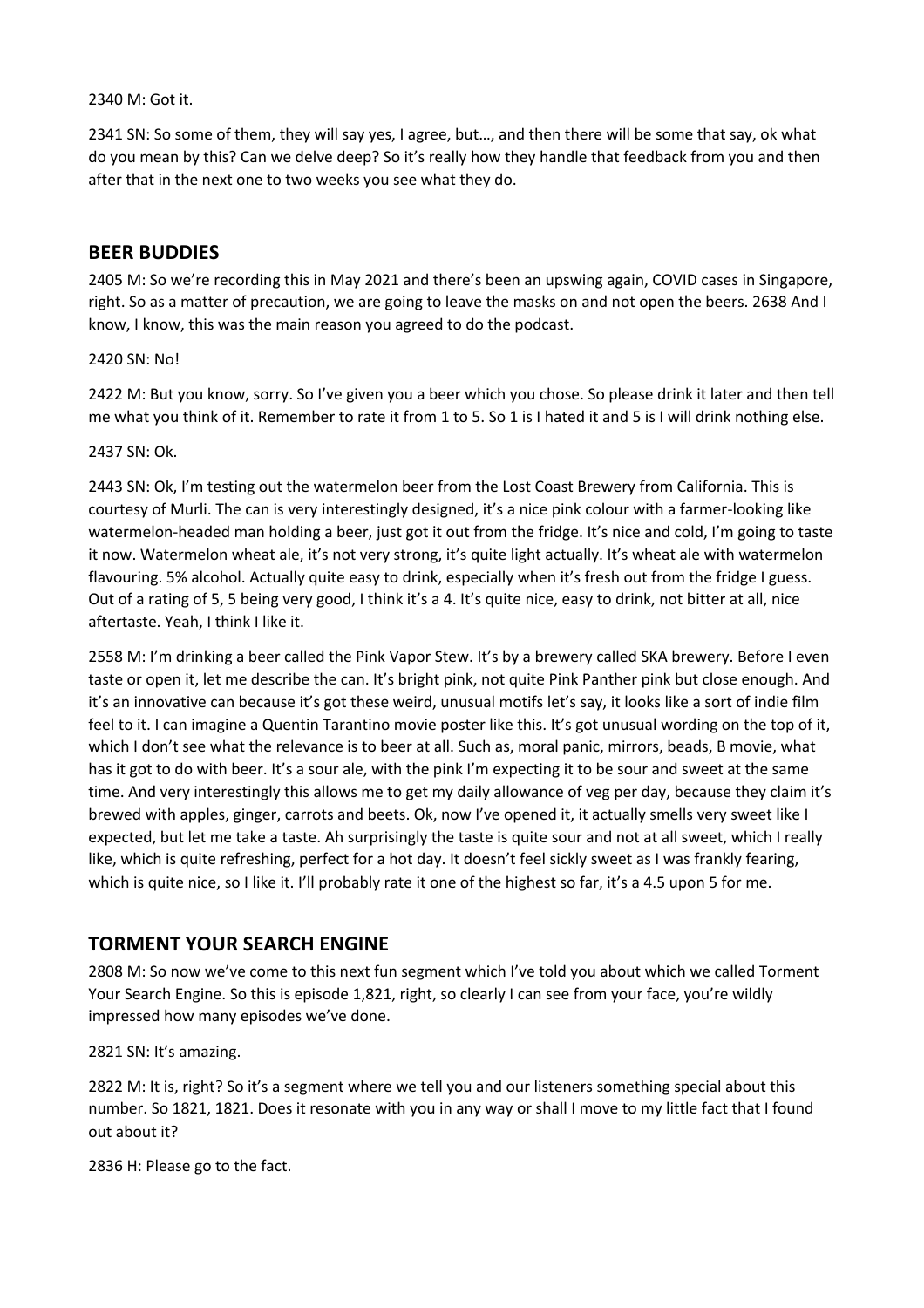2340 M: Got it.

2341 SN: So some of them, they will say yes, I agree, but…, and then there will be some that say, ok what do you mean by this? Can we delve deep? So it's really how they handle that feedback from you and then after that in the next one to two weeks you see what they do.

## BEER BUDDIES

2405 M: So we're recording this in May 2021 and there's been an upswing again, COVID cases in Singapore, right. So as a matter of precaution, we are going to leave the masks on and not open the beers. 2638 And I know, I know, this was the main reason you agreed to do the podcast.

2420 SN: No!

2422 M: But you know, sorry. So I've given you a beer which you chose. So please drink it later and then tell me what you think of it. Remember to rate it from 1 to 5. So 1 is I hated it and 5 is I will drink nothing else.

2437 SN: Ok.

2443 SN: Ok, I'm testing out the watermelon beer from the Lost Coast Brewery from California. This is courtesy of Murli. The can is very interestingly designed, it's a nice pink colour with a farmer-looking like watermelon-headed man holding a beer, just got it out from the fridge. It's nice and cold, I'm going to taste it now. Watermelon wheat ale, it's not very strong, it's quite light actually. It's wheat ale with watermelon flavouring. 5% alcohol. Actually quite easy to drink, especially when it's fresh out from the fridge I guess. Out of a rating of 5, 5 being very good, I think it's a 4. It's quite nice, easy to drink, not bitter at all, nice aftertaste. Yeah, I think I like it.

2558 M: I'm drinking a beer called the Pink Vapor Stew. It's by a brewery called SKA brewery. Before I even taste or open it, let me describe the can. It's bright pink, not quite Pink Panther pink but close enough. And it's an innovative can because it's got these weird, unusual motifs let's say, it looks like a sort of indie film feel to it. I can imagine a Quentin Tarantino movie poster like this. It's got unusual wording on the top of it, which I don't see what the relevance is to beer at all. Such as, moral panic, mirrors, beads, B movie, what has it got to do with beer. It's a sour ale, with the pink I'm expecting it to be sour and sweet at the same time. And very interestingly this allows me to get my daily allowance of veg per day, because they claim it's brewed with apples, ginger, carrots and beets. Ok, now I've opened it, it actually smells very sweet like I expected, but let me take a taste. Ah surprisingly the taste is quite sour and not at all sweet, which I really like, which is quite refreshing, perfect for a hot day. It doesn't feel sickly sweet as I was frankly fearing, which is quite nice, so I like it. I'll probably rate it one of the highest so far, it's a 4.5 upon 5 for me.

## TORMENT YOUR SEARCH ENGINE

2808 M: So now we've come to this next fun segment which I've told you about which we called Torment Your Search Engine. So this is episode 1,821, right, so clearly I can see from your face, you're wildly impressed how many episodes we've done.

2821 SN: It's amazing.

2822 M: It is, right? So it's a segment where we tell you and our listeners something special about this number. So 1821, 1821. Does it resonate with you in any way or shall I move to my little fact that I found out about it?

2836 H: Please go to the fact.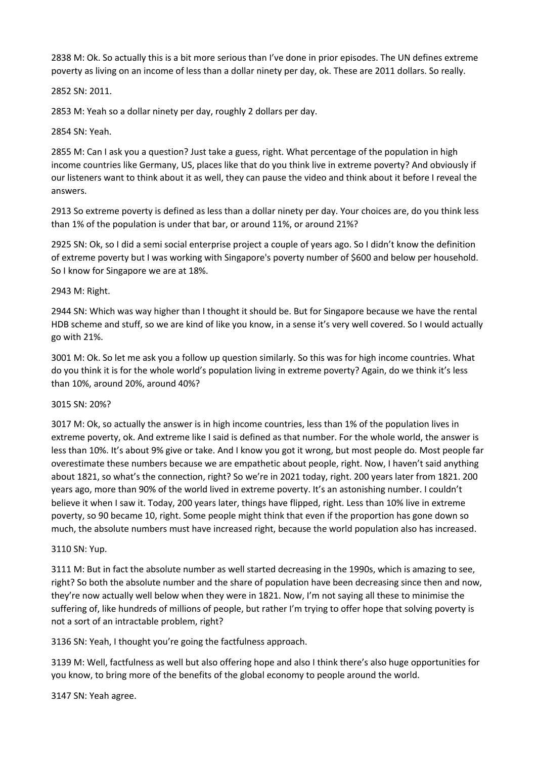2838 M: Ok. So actually this is a bit more serious than I've done in prior episodes. The UN defines extreme poverty as living on an income of less than a dollar ninety per day, ok. These are 2011 dollars. So really.

2852 SN: 2011.

2853 M: Yeah so a dollar ninety per day, roughly 2 dollars per day.

2854 SN: Yeah.

2855 M: Can I ask you a question? Just take a guess, right. What percentage of the population in high income countries like Germany, US, places like that do you think live in extreme poverty? And obviously if our listeners want to think about it as well, they can pause the video and think about it before I reveal the answers.

2913 So extreme poverty is defined as less than a dollar ninety per day. Your choices are, do you think less than 1% of the population is under that bar, or around 11%, or around 21%?

2925 SN: Ok, so I did a semi social enterprise project a couple of years ago. So I didn't know the definition of extreme poverty but I was working with Singapore's poverty number of $600 and below per household. So I know for Singapore we are at 18%.

2943 M: Right.

2944 SN: Which was way higher than I thought it should be. But for Singapore because we have the rental HDB scheme and stuff, so we are kind of like you know, in a sense it's very well covered. So I would actually go with 21%.

3001 M: Ok. So let me ask you a follow up question similarly. So this was for high income countries. What do you think it is for the whole world's population living in extreme poverty? Again, do we think it's less than 10%, around 20%, around 40%?

3015 SN: 20%?

3017 M: Ok, so actually the answer is in high income countries, less than 1% of the population lives in extreme poverty, ok. And extreme like I said is defined as that number. For the whole world, the answer is less than 10%. It's about 9% give or take. And I know you got it wrong, but most people do. Most people far overestimate these numbers because we are empathetic about people, right. Now, I haven't said anything about 1821, so what's the connection, right? So we're in 2021 today, right. 200 years later from 1821. 200 years ago, more than 90% of the world lived in extreme poverty. It's an astonishing number. I couldn't believe it when I saw it. Today, 200 years later, things have flipped, right. Less than 10% live in extreme poverty, so 90 became 10, right. Some people might think that even if the proportion has gone down so much, the absolute numbers must have increased right, because the world population also has increased.

3110 SN: Yup.

3111 M: But in fact the absolute number as well started decreasing in the 1990s, which is amazing to see, right? So both the absolute number and the share of population have been decreasing since then and now, they're now actually well below when they were in 1821. Now, I'm not saying all these to minimise the suffering of, like hundreds of millions of people, but rather I'm trying to offer hope that solving poverty is not a sort of an intractable problem, right?

3136 SN: Yeah, I thought you're going the factfulness approach.

3139 M: Well, factfulness as well but also offering hope and also I think there's also huge opportunities for you know, to bring more of the benefits of the global economy to people around the world.

3147 SN: Yeah agree.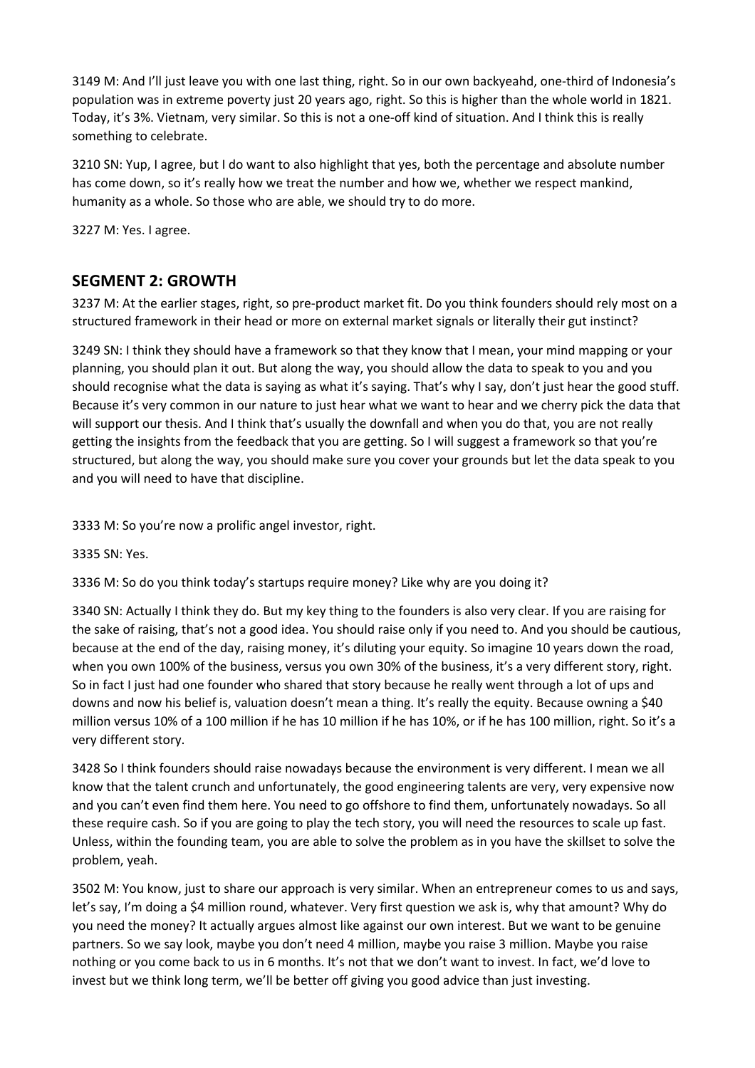3149 M: And I'll just leave you with one last thing, right. So in our own backyeahd, one-third of Indonesia's population was in extreme poverty just 20 years ago, right. So this is higher than the whole world in 1821. Today, it's 3%. Vietnam, very similar. So this is not a one-off kind of situation. And I think this is really something to celebrate.

3210 SN: Yup, I agree, but I do want to also highlight that yes, both the percentage and absolute number has come down, so it's really how we treat the number and how we, whether we respect mankind, humanity as a whole. So those who are able, we should try to do more.

3227 M: Yes. I agree.

## SEGMENT 2: GROWTH

3237 M: At the earlier stages, right, so pre-product market fit. Do you think founders should rely most on a structured framework in their head or more on external market signals or literally their gut instinct?

3249 SN: I think they should have a framework so that they know that I mean, your mind mapping or your planning, you should plan it out. But along the way, you should allow the data to speak to you and you should recognise what the data is saying as what it's saying. That's why I say, don't just hear the good stuff. Because it's very common in our nature to just hear what we want to hear and we cherry pick the data that will support our thesis. And I think that's usually the downfall and when you do that, you are not really getting the insights from the feedback that you are getting. So I will suggest a framework so that you're structured, but along the way, you should make sure you cover your grounds but let the data speak to you and you will need to have that discipline.

3333 M: So you're now a prolific angel investor, right.

3335 SN: Yes.

3336 M: So do you think today's startups require money? Like why are you doing it?

3340 SN: Actually I think they do. But my key thing to the founders is also very clear. If you are raising for the sake of raising, that's not a good idea. You should raise only if you need to. And you should be cautious, because at the end of the day, raising money, it's diluting your equity. So imagine 10 years down the road, when you own 100% of the business, versus you own 30% of the business, it's a very different story, right. So in fact I just had one founder who shared that story because he really went through a lot of ups and downs and now his belief is, valuation doesn't mean a thing. It's really the equity. Because owning a $40 million versus 10% of a 100 million if he has 10 million if he has 10%, or if he has 100 million, right. So it's a very different story.

3428 So I think founders should raise nowadays because the environment is very different. I mean we all know that the talent crunch and unfortunately, the good engineering talents are very, very expensive now and you can't even find them here. You need to go offshore to find them, unfortunately nowadays. So all these require cash. So if you are going to play the tech story, you will need the resources to scale up fast. Unless, within the founding team, you are able to solve the problem as in you have the skillset to solve the problem, yeah.

3502 M: You know, just to share our approach is very similar. When an entrepreneur comes to us and says, let's say, I'm doing a $4 million round, whatever. Very first question we ask is, why that amount? Why do you need the money? It actually argues almost like against our own interest. But we want to be genuine partners. So we say look, maybe you don't need 4 million, maybe you raise 3 million. Maybe you raise nothing or you come back to us in 6 months. It's not that we don't want to invest. In fact, we'd love to invest but we think long term, we'll be better off giving you good advice than just investing.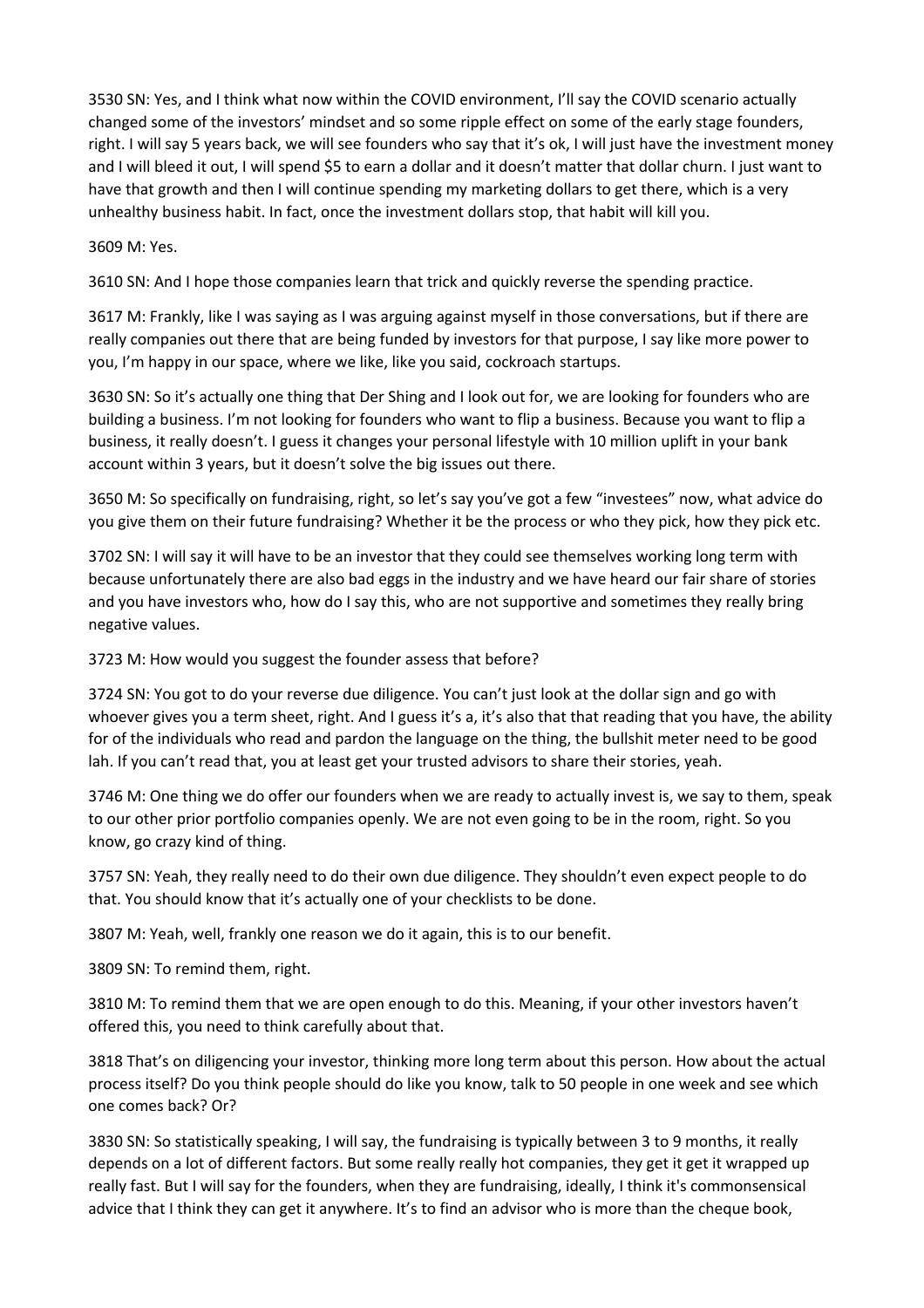3530 SN: Yes, and I think what now within the COVID environment, I'll say the COVID scenario actually changed some of the investors' mindset and so some ripple effect on some of the early stage founders, right. I will say 5 years back, we will see founders who say that it's ok, I will just have the investment money and I will bleed it out, I will spend $5 to earn a dollar and it doesn't matter that dollar churn. I just want to have that growth and then I will continue spending my marketing dollars to get there, which is a very unhealthy business habit. In fact, once the investment dollars stop, that habit will kill you.

3609 M: Yes.

3610 SN: And I hope those companies learn that trick and quickly reverse the spending practice.

3617 M: Frankly, like I was saying as I was arguing against myself in those conversations, but if there are really companies out there that are being funded by investors for that purpose, I say like more power to you, I'm happy in our space, where we like, like you said, cockroach startups.

3630 SN: So it's actually one thing that Der Shing and I look out for, we are looking for founders who are building a business. I'm not looking for founders who want to flip a business. Because you want to flip a business, it really doesn't. I guess it changes your personal lifestyle with 10 million uplift in your bank account within 3 years, but it doesn't solve the big issues out there.

3650 M: So specifically on fundraising, right, so let's say you've got a few "investees" now, what advice do you give them on their future fundraising? Whether it be the process or who they pick, how they pick etc.

3702 SN: I will say it will have to be an investor that they could see themselves working long term with because unfortunately there are also bad eggs in the industry and we have heard our fair share of stories and you have investors who, how do I say this, who are not supportive and sometimes they really bring negative values.

3723 M: How would you suggest the founder assess that before?

3724 SN: You got to do your reverse due diligence. You can't just look at the dollar sign and go with whoever gives you a term sheet, right. And I guess it's a, it's also that that reading that you have, the ability for of the individuals who read and pardon the language on the thing, the bullshit meter need to be good lah. If you can't read that, you at least get your trusted advisors to share their stories, yeah.

3746 M: One thing we do offer our founders when we are ready to actually invest is, we say to them, speak to our other prior portfolio companies openly. We are not even going to be in the room, right. So you know, go crazy kind of thing.

3757 SN: Yeah, they really need to do their own due diligence. They shouldn't even expect people to do that. You should know that it's actually one of your checklists to be done.

3807 M: Yeah, well, frankly one reason we do it again, this is to our benefit.

3809 SN: To remind them, right.

3810 M: To remind them that we are open enough to do this. Meaning, if your other investors haven't offered this, you need to think carefully about that.

3818 That's on diligencing your investor, thinking more long term about this person. How about the actual process itself? Do you think people should do like you know, talk to 50 people in one week and see which one comes back? Or?

3830 SN: So statistically speaking, I will say, the fundraising is typically between 3 to 9 months, it really depends on a lot of different factors. But some really really hot companies, they get it get it wrapped up really fast. But I will say for the founders, when they are fundraising, ideally, I think it's commonsensical advice that I think they can get it anywhere. It's to find an advisor who is more than the cheque book,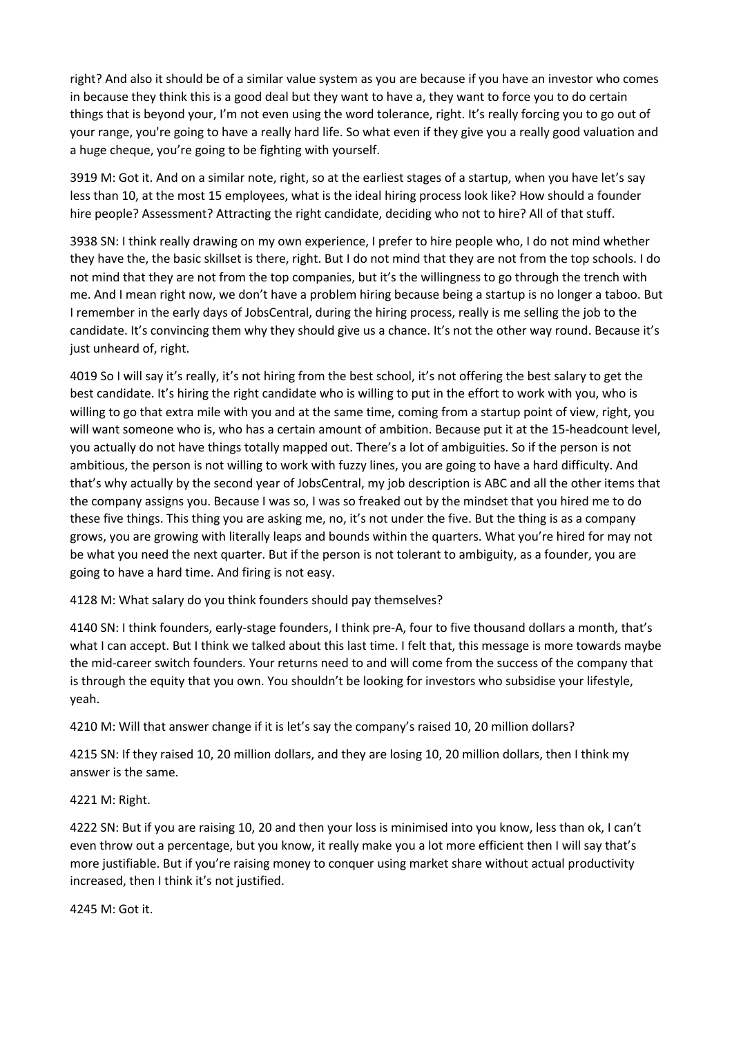right? And also it should be of a similar value system as you are because if you have an investor who comes in because they think this is a good deal but they want to have a, they want to force you to do certain things that is beyond your, I'm not even using the word tolerance, right. It's really forcing you to go out of your range, you're going to have a really hard life. So what even if they give you a really good valuation and a huge cheque, you're going to be fighting with yourself.

3919 M: Got it. And on a similar note, right, so at the earliest stages of a startup, when you have let's say less than 10, at the most 15 employees, what is the ideal hiring process look like? How should a founder hire people? Assessment? Attracting the right candidate, deciding who not to hire? All of that stuff.

3938 SN: I think really drawing on my own experience, I prefer to hire people who, I do not mind whether they have the, the basic skillset is there, right. But I do not mind that they are not from the top schools. I do not mind that they are not from the top companies, but it's the willingness to go through the trench with me. And I mean right now, we don't have a problem hiring because being a startup is no longer a taboo. But I remember in the early days of JobsCentral, during the hiring process, really is me selling the job to the candidate. It's convincing them why they should give us a chance. It's not the other way round. Because it's just unheard of, right.

4019 So I will say it's really, it's not hiring from the best school, it's not offering the best salary to get the best candidate. It's hiring the right candidate who is willing to put in the effort to work with you, who is willing to go that extra mile with you and at the same time, coming from a startup point of view, right, you will want someone who is, who has a certain amount of ambition. Because put it at the 15-headcount level, you actually do not have things totally mapped out. There's a lot of ambiguities. So if the person is not ambitious, the person is not willing to work with fuzzy lines, you are going to have a hard difficulty. And that's why actually by the second year of JobsCentral, my job description is ABC and all the other items that the company assigns you. Because I was so, I was so freaked out by the mindset that you hired me to do these five things. This thing you are asking me, no, it's not under the five. But the thing is as a company grows, you are growing with literally leaps and bounds within the quarters. What you're hired for may not be what you need the next quarter. But if the person is not tolerant to ambiguity, as a founder, you are going to have a hard time. And firing is not easy.

4128 M: What salary do you think founders should pay themselves?

4140 SN: I think founders, early-stage founders, I think pre-A, four to five thousand dollars a month, that's what I can accept. But I think we talked about this last time. I felt that, this message is more towards maybe the mid-career switch founders. Your returns need to and will come from the success of the company that is through the equity that you own. You shouldn't be looking for investors who subsidise your lifestyle, yeah.

4210 M: Will that answer change if it is let's say the company's raised 10, 20 million dollars?

4215 SN: If they raised 10, 20 million dollars, and they are losing 10, 20 million dollars, then I think my answer is the same.

4221 M: Right.

4222 SN: But if you are raising 10, 20 and then your loss is minimised into you know, less than ok, I can't even throw out a percentage, but you know, it really make you a lot more efficient then I will say that's more justifiable. But if you're raising money to conquer using market share without actual productivity increased, then I think it's not justified.

4245 M: Got it.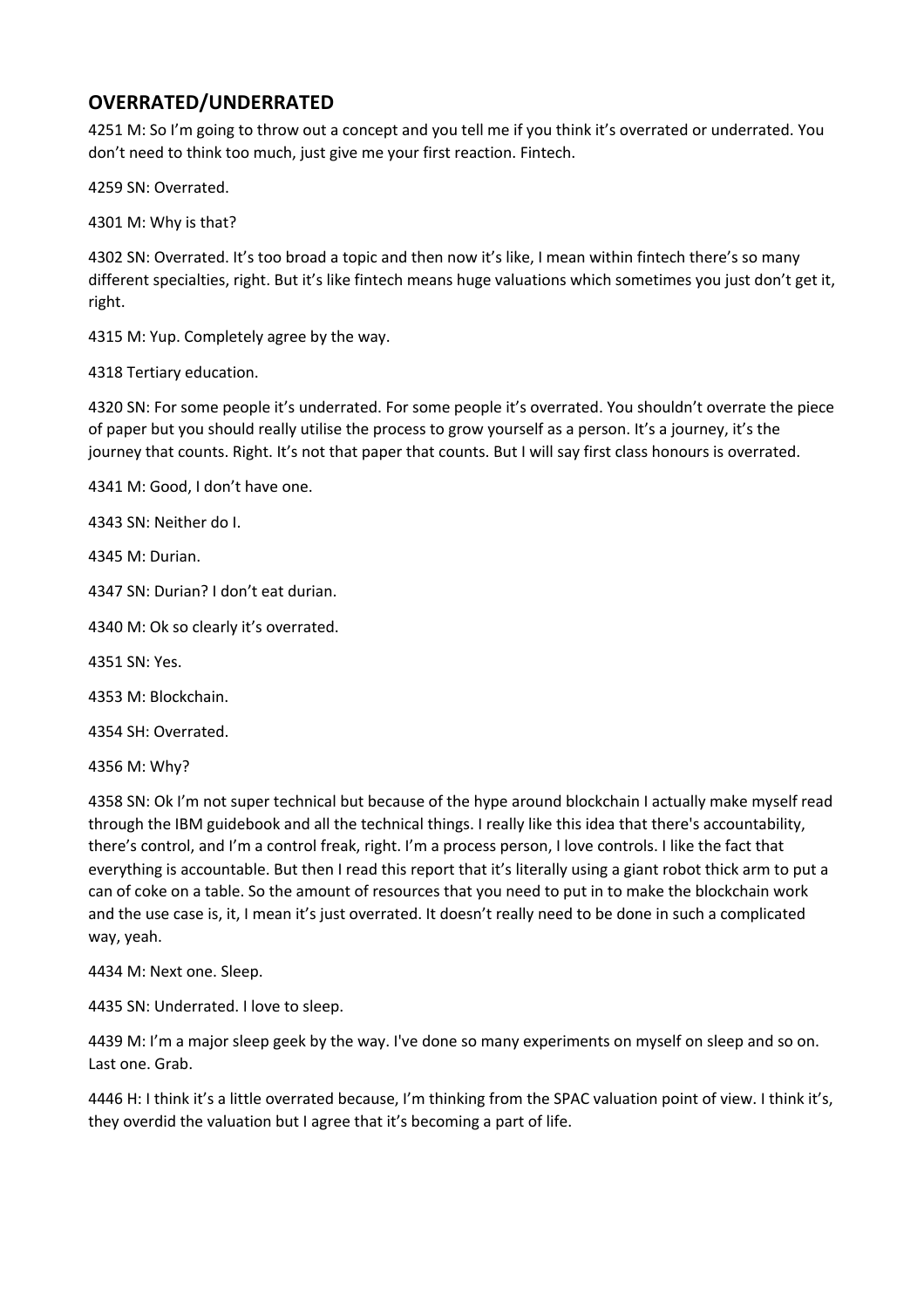## OVERRATED/UNDERRATED

4251 M: So I'm going to throw out a concept and you tell me if you think it's overrated or underrated. You don't need to think too much, just give me your first reaction. Fintech.

4259 SN: Overrated.

4301 M: Why is that?

4302 SN: Overrated. It's too broad a topic and then now it's like, I mean within fintech there's so many different specialties, right. But it's like fintech means huge valuations which sometimes you just don't get it, right.

4315 M: Yup. Completely agree by the way.

4318 Tertiary education.

4320 SN: For some people it's underrated. For some people it's overrated. You shouldn't overrate the piece of paper but you should really utilise the process to grow yourself as a person. It's a journey, it's the journey that counts. Right. It's not that paper that counts. But I will say first class honours is overrated.

4341 M: Good, I don't have one.

4343 SN: Neither do I.

4345 M: Durian.

4347 SN: Durian? I don't eat durian.

4340 M: Ok so clearly it's overrated.

4351 SN: Yes.

4353 M: Blockchain.

4354 SH: Overrated.

4356 M: Why?

4358 SN: Ok I'm not super technical but because of the hype around blockchain I actually make myself read through the IBM guidebook and all the technical things. I really like this idea that there's accountability, there's control, and I'm a control freak, right. I'm a process person, I love controls. I like the fact that everything is accountable. But then I read this report that it's literally using a giant robot thick arm to put a can of coke on a table. So the amount of resources that you need to put in to make the blockchain work and the use case is, it, I mean it's just overrated. It doesn't really need to be done in such a complicated way, yeah.

4434 M: Next one. Sleep.

4435 SN: Underrated. I love to sleep.

4439 M: I'm a major sleep geek by the way. I've done so many experiments on myself on sleep and so on. Last one. Grab.

4446 H: I think it's a little overrated because, I'm thinking from the SPAC valuation point of view. I think it's, they overdid the valuation but I agree that it's becoming a part of life.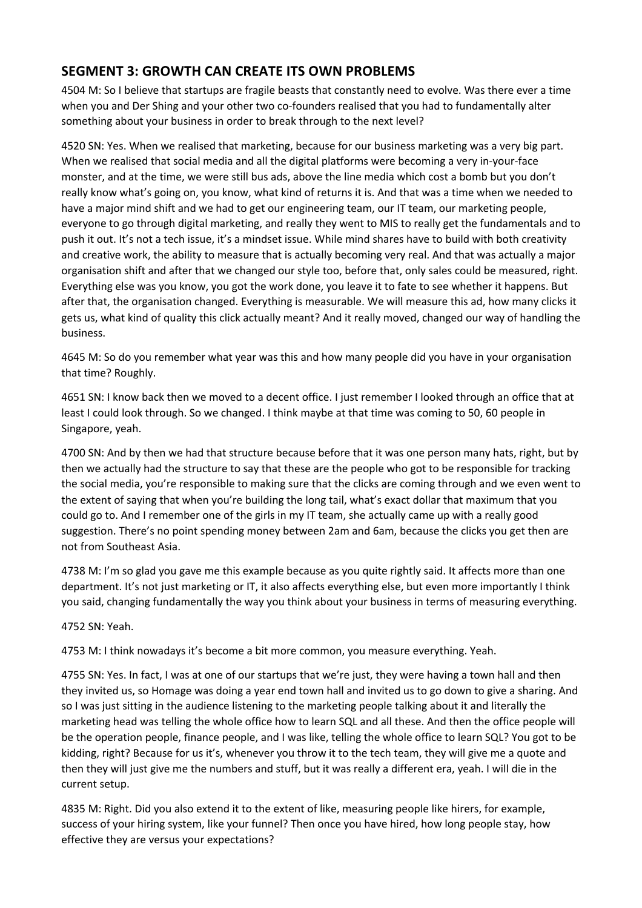## SEGMENT 3: GROWTH CAN CREATE ITS OWN PROBLEMS

4504 M: So I believe that startups are fragile beasts that constantly need to evolve. Was there ever a time when you and Der Shing and your other two co-founders realised that you had to fundamentally alter something about your business in order to break through to the next level?

4520 SN: Yes. When we realised that marketing, because for our business marketing was a very big part. When we realised that social media and all the digital platforms were becoming a very in-your-face monster, and at the time, we were still bus ads, above the line media which cost a bomb but you don't really know what's going on, you know, what kind of returns it is. And that was a time when we needed to have a major mind shift and we had to get our engineering team, our IT team, our marketing people, everyone to go through digital marketing, and really they went to MIS to really get the fundamentals and to push it out. It's not a tech issue, it's a mindset issue. While mind shares have to build with both creativity and creative work, the ability to measure that is actually becoming very real. And that was actually a major organisation shift and after that we changed our style too, before that, only sales could be measured, right. Everything else was you know, you got the work done, you leave it to fate to see whether it happens. But after that, the organisation changed. Everything is measurable. We will measure this ad, how many clicks it gets us, what kind of quality this click actually meant? And it really moved, changed our way of handling the business.

4645 M: So do you remember what year was this and how many people did you have in your organisation that time? Roughly.

4651 SN: I know back then we moved to a decent office. I just remember I looked through an office that at least I could look through. So we changed. I think maybe at that time was coming to 50, 60 people in Singapore, yeah.

4700 SN: And by then we had that structure because before that it was one person many hats, right, but by then we actually had the structure to say that these are the people who got to be responsible for tracking the social media, you're responsible to making sure that the clicks are coming through and we even went to the extent of saying that when you're building the long tail, what's exact dollar that maximum that you could go to. And I remember one of the girls in my IT team, she actually came up with a really good suggestion. There's no point spending money between 2am and 6am, because the clicks you get then are not from Southeast Asia.

4738 M: I'm so glad you gave me this example because as you quite rightly said. It affects more than one department. It's not just marketing or IT, it also affects everything else, but even more importantly I think you said, changing fundamentally the way you think about your business in terms of measuring everything.

4752 SN: Yeah.

4753 M: I think nowadays it's become a bit more common, you measure everything. Yeah.

4755 SN: Yes. In fact, I was at one of our startups that we're just, they were having a town hall and then they invited us, so Homage was doing a year end town hall and invited us to go down to give a sharing. And so I was just sitting in the audience listening to the marketing people talking about it and literally the marketing head was telling the whole office how to learn SQL and all these. And then the office people will be the operation people, finance people, and I was like, telling the whole office to learn SQL? You got to be kidding, right? Because for us it's, whenever you throw it to the tech team, they will give me a quote and then they will just give me the numbers and stuff, but it was really a different era, yeah. I will die in the current setup.

4835 M: Right. Did you also extend it to the extent of like, measuring people like hirers, for example, success of your hiring system, like your funnel? Then once you have hired, how long people stay, how effective they are versus your expectations?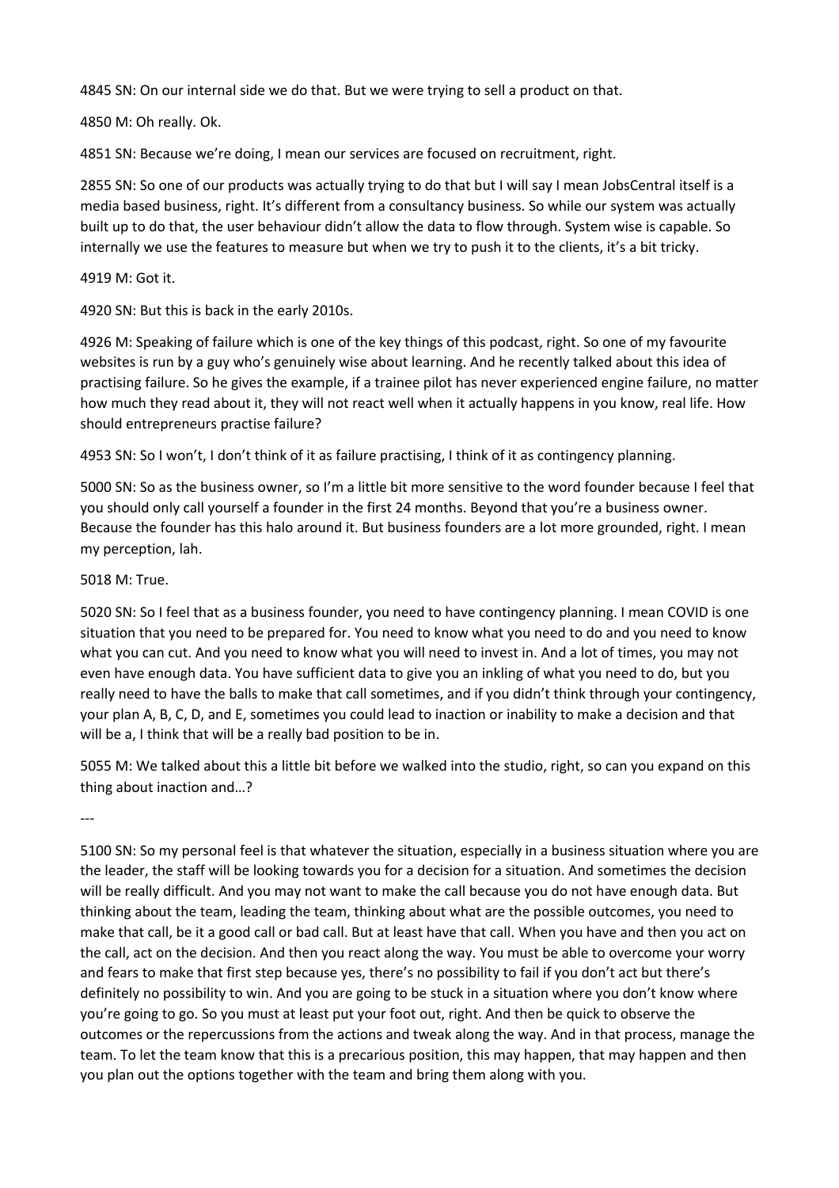4845 SN: On our internal side we do that. But we were trying to sell a product on that.

4850 M: Oh really. Ok.

4851 SN: Because we're doing, I mean our services are focused on recruitment, right.

2855 SN: So one of our products was actually trying to do that but I will say I mean JobsCentral itself is a media based business, right. It's different from a consultancy business. So while our system was actually built up to do that, the user behaviour didn't allow the data to flow through. System wise is capable. So internally we use the features to measure but when we try to push it to the clients, it's a bit tricky.

4919 M: Got it.

4920 SN: But this is back in the early 2010s.

4926 M: Speaking of failure which is one of the key things of this podcast, right. So one of my favourite websites is run by a guy who's genuinely wise about learning. And he recently talked about this idea of practising failure. So he gives the example, if a trainee pilot has never experienced engine failure, no matter how much they read about it, they will not react well when it actually happens in you know, real life. How should entrepreneurs practise failure?

4953 SN: So I won't, I don't think of it as failure practising, I think of it as contingency planning.

5000 SN: So as the business owner, so I'm a little bit more sensitive to the word founder because I feel that you should only call yourself a founder in the first 24 months. Beyond that you're a business owner. Because the founder has this halo around it. But business founders are a lot more grounded, right. I mean my perception, lah.

5018 M: True.

5020 SN: So I feel that as a business founder, you need to have contingency planning. I mean COVID is one situation that you need to be prepared for. You need to know what you need to do and you need to know what you can cut. And you need to know what you will need to invest in. And a lot of times, you may not even have enough data. You have sufficient data to give you an inkling of what you need to do, but you really need to have the balls to make that call sometimes, and if you didn't think through your contingency, your plan A, B, C, D, and E, sometimes you could lead to inaction or inability to make a decision and that will be a, I think that will be a really bad position to be in.

5055 M: We talked about this a little bit before we walked into the studio, right, so can you expand on this thing about inaction and…?

---

5100 SN: So my personal feel is that whatever the situation, especially in a business situation where you are the leader, the staff will be looking towards you for a decision for a situation. And sometimes the decision will be really difficult. And you may not want to make the call because you do not have enough data. But thinking about the team, leading the team, thinking about what are the possible outcomes, you need to make that call, be it a good call or bad call. But at least have that call. When you have and then you act on the call, act on the decision. And then you react along the way. You must be able to overcome your worry and fears to make that first step because yes, there's no possibility to fail if you don't act but there's definitely no possibility to win. And you are going to be stuck in a situation where you don't know where you're going to go. So you must at least put your foot out, right. And then be quick to observe the outcomes or the repercussions from the actions and tweak along the way. And in that process, manage the team. To let the team know that this is a precarious position, this may happen, that may happen and then you plan out the options together with the team and bring them along with you.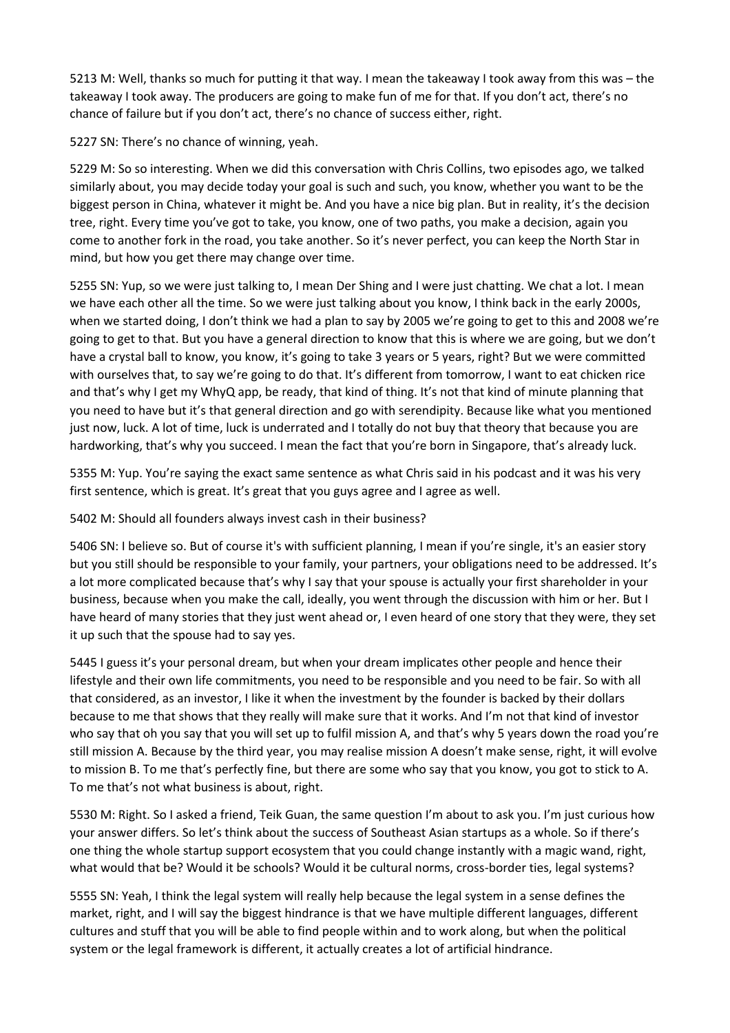5213 M: Well, thanks so much for putting it that way. I mean the takeaway I took away from this was – the takeaway I took away. The producers are going to make fun of me for that. If you don't act, there's no chance of failure but if you don't act, there's no chance of success either, right.

5227 SN: There's no chance of winning, yeah.

5229 M: So so interesting. When we did this conversation with Chris Collins, two episodes ago, we talked similarly about, you may decide today your goal is such and such, you know, whether you want to be the biggest person in China, whatever it might be. And you have a nice big plan. But in reality, it's the decision tree, right. Every time you've got to take, you know, one of two paths, you make a decision, again you come to another fork in the road, you take another. So it's never perfect, you can keep the North Star in mind, but how you get there may change over time.

5255 SN: Yup, so we were just talking to, I mean Der Shing and I were just chatting. We chat a lot. I mean we have each other all the time. So we were just talking about you know, I think back in the early 2000s, when we started doing, I don't think we had a plan to say by 2005 we're going to get to this and 2008 we're going to get to that. But you have a general direction to know that this is where we are going, but we don't have a crystal ball to know, you know, it's going to take 3 years or 5 years, right? But we were committed with ourselves that, to say we're going to do that. It's different from tomorrow, I want to eat chicken rice and that's why I get my WhyQ app, be ready, that kind of thing. It's not that kind of minute planning that you need to have but it's that general direction and go with serendipity. Because like what you mentioned just now, luck. A lot of time, luck is underrated and I totally do not buy that theory that because you are hardworking, that's why you succeed. I mean the fact that you're born in Singapore, that's already luck.

5355 M: Yup. You're saying the exact same sentence as what Chris said in his podcast and it was his very first sentence, which is great. It's great that you guys agree and I agree as well.

5402 M: Should all founders always invest cash in their business?

5406 SN: I believe so. But of course it's with sufficient planning, I mean if you're single, it's an easier story but you still should be responsible to your family, your partners, your obligations need to be addressed. It's a lot more complicated because that's why I say that your spouse is actually your first shareholder in your business, because when you make the call, ideally, you went through the discussion with him or her. But I have heard of many stories that they just went ahead or, I even heard of one story that they were, they set it up such that the spouse had to say yes.

5445 I guess it's your personal dream, but when your dream implicates other people and hence their lifestyle and their own life commitments, you need to be responsible and you need to be fair. So with all that considered, as an investor, I like it when the investment by the founder is backed by their dollars because to me that shows that they really will make sure that it works. And I'm not that kind of investor who say that oh you say that you will set up to fulfil mission A, and that's why 5 years down the road you're still mission A. Because by the third year, you may realise mission A doesn't make sense, right, it will evolve to mission B. To me that's perfectly fine, but there are some who say that you know, you got to stick to A. To me that's not what business is about, right.

5530 M: Right. So I asked a friend, Teik Guan, the same question I'm about to ask you. I'm just curious how your answer differs. So let's think about the success of Southeast Asian startups as a whole. So if there's one thing the whole startup support ecosystem that you could change instantly with a magic wand, right, what would that be? Would it be schools? Would it be cultural norms, cross-border ties, legal systems?

5555 SN: Yeah, I think the legal system will really help because the legal system in a sense defines the market, right, and I will say the biggest hindrance is that we have multiple different languages, different cultures and stuff that you will be able to find people within and to work along, but when the political system or the legal framework is different, it actually creates a lot of artificial hindrance.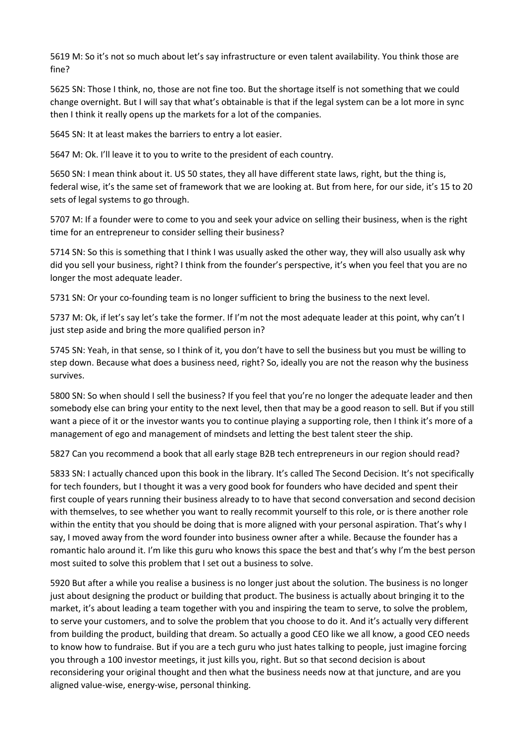5619 M: So it's not so much about let's say infrastructure or even talent availability. You think those are fine?

5625 SN: Those I think, no, those are not fine too. But the shortage itself is not something that we could change overnight. But I will say that what's obtainable is that if the legal system can be a lot more in sync then I think it really opens up the markets for a lot of the companies.

5645 SN: It at least makes the barriers to entry a lot easier.

5647 M: Ok. I'll leave it to you to write to the president of each country.

5650 SN: I mean think about it. US 50 states, they all have different state laws, right, but the thing is, federal wise, it's the same set of framework that we are looking at. But from here, for our side, it's 15 to 20 sets of legal systems to go through.

5707 M: If a founder were to come to you and seek your advice on selling their business, when is the right time for an entrepreneur to consider selling their business?

5714 SN: So this is something that I think I was usually asked the other way, they will also usually ask why did you sell your business, right? I think from the founder's perspective, it's when you feel that you are no longer the most adequate leader.

5731 SN: Or your co-founding team is no longer sufficient to bring the business to the next level.

5737 M: Ok, if let's say let's take the former. If I'm not the most adequate leader at this point, why can't I just step aside and bring the more qualified person in?

5745 SN: Yeah, in that sense, so I think of it, you don't have to sell the business but you must be willing to step down. Because what does a business need, right? So, ideally you are not the reason why the business survives.

5800 SN: So when should I sell the business? If you feel that you're no longer the adequate leader and then somebody else can bring your entity to the next level, then that may be a good reason to sell. But if you still want a piece of it or the investor wants you to continue playing a supporting role, then I think it's more of a management of ego and management of mindsets and letting the best talent steer the ship.

5827 Can you recommend a book that all early stage B2B tech entrepreneurs in our region should read?

5833 SN: I actually chanced upon this book in the library. It's called The Second Decision. It's not specifically for tech founders, but I thought it was a very good book for founders who have decided and spent their first couple of years running their business already to to have that second conversation and second decision with themselves, to see whether you want to really recommit yourself to this role, or is there another role within the entity that you should be doing that is more aligned with your personal aspiration. That's why I say, I moved away from the word founder into business owner after a while. Because the founder has a romantic halo around it. I'm like this guru who knows this space the best and that's why I'm the best person most suited to solve this problem that I set out a business to solve.

5920 But after a while you realise a business is no longer just about the solution. The business is no longer just about designing the product or building that product. The business is actually about bringing it to the market, it's about leading a team together with you and inspiring the team to serve, to solve the problem, to serve your customers, and to solve the problem that you choose to do it. And it's actually very different from building the product, building that dream. So actually a good CEO like we all know, a good CEO needs to know how to fundraise. But if you are a tech guru who just hates talking to people, just imagine forcing you through a 100 investor meetings, it just kills you, right. But so that second decision is about reconsidering your original thought and then what the business needs now at that juncture, and are you aligned value-wise, energy-wise, personal thinking.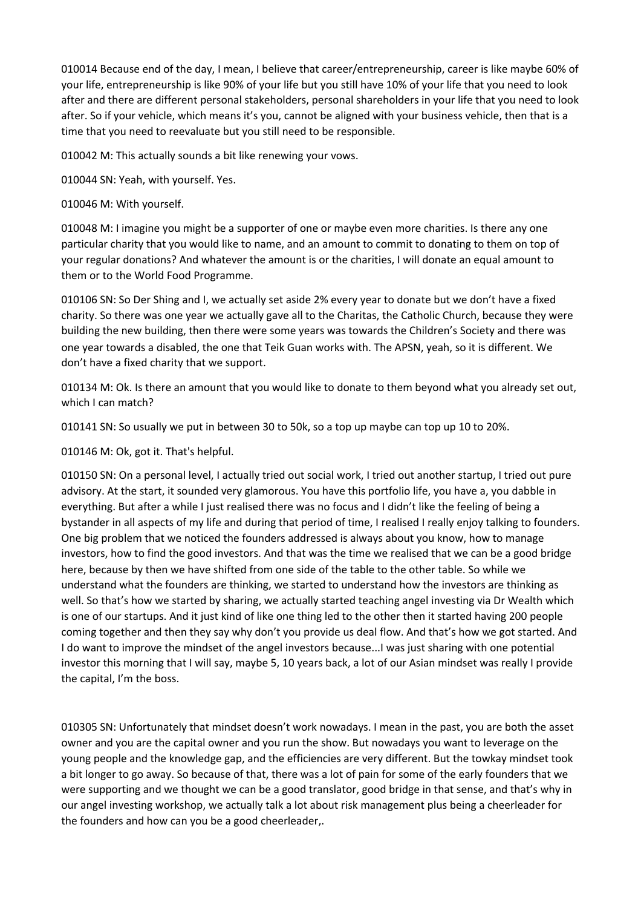010014 Because end of the day, I mean, I believe that career/entrepreneurship, career is like maybe 60% of your life, entrepreneurship is like 90% of your life but you still have 10% of your life that you need to look after and there are different personal stakeholders, personal shareholders in your life that you need to look after. So if your vehicle, which means it's you, cannot be aligned with your business vehicle, then that is a time that you need to reevaluate but you still need to be responsible.

010042 M: This actually sounds a bit like renewing your vows.

010044 SN: Yeah, with yourself. Yes.

010046 M: With yourself.

010048 M: I imagine you might be a supporter of one or maybe even more charities. Is there any one particular charity that you would like to name, and an amount to commit to donating to them on top of your regular donations? And whatever the amount is or the charities, I will donate an equal amount to them or to the World Food Programme.

010106 SN: So Der Shing and I, we actually set aside 2% every year to donate but we don't have a fixed charity. So there was one year we actually gave all to the Charitas, the Catholic Church, because they were building the new building, then there were some years was towards the Children's Society and there was one year towards a disabled, the one that Teik Guan works with. The APSN, yeah, so it is different. We don't have a fixed charity that we support.

010134 M: Ok. Is there an amount that you would like to donate to them beyond what you already set out, which I can match?

010141 SN: So usually we put in between 30 to 50k, so a top up maybe can top up 10 to 20%.

010146 M: Ok, got it. That's helpful.

010150 SN: On a personal level, I actually tried out social work, I tried out another startup, I tried out pure advisory. At the start, it sounded very glamorous. You have this portfolio life, you have a, you dabble in everything. But after a while I just realised there was no focus and I didn't like the feeling of being a bystander in all aspects of my life and during that period of time, I realised I really enjoy talking to founders. One big problem that we noticed the founders addressed is always about you know, how to manage investors, how to find the good investors. And that was the time we realised that we can be a good bridge here, because by then we have shifted from one side of the table to the other table. So while we understand what the founders are thinking, we started to understand how the investors are thinking as well. So that's how we started by sharing, we actually started teaching angel investing via Dr Wealth which is one of our startups. And it just kind of like one thing led to the other then it started having 200 people coming together and then they say why don't you provide us deal flow. And that's how we got started. And I do want to improve the mindset of the angel investors because...I was just sharing with one potential investor this morning that I will say, maybe 5, 10 years back, a lot of our Asian mindset was really I provide the capital, I'm the boss.

010305 SN: Unfortunately that mindset doesn't work nowadays. I mean in the past, you are both the asset owner and you are the capital owner and you run the show. But nowadays you want to leverage on the young people and the knowledge gap, and the efficiencies are very different. But the towkay mindset took a bit longer to go away. So because of that, there was a lot of pain for some of the early founders that we were supporting and we thought we can be a good translator, good bridge in that sense, and that's why in our angel investing workshop, we actually talk a lot about risk management plus being a cheerleader for the founders and how can you be a good cheerleader,.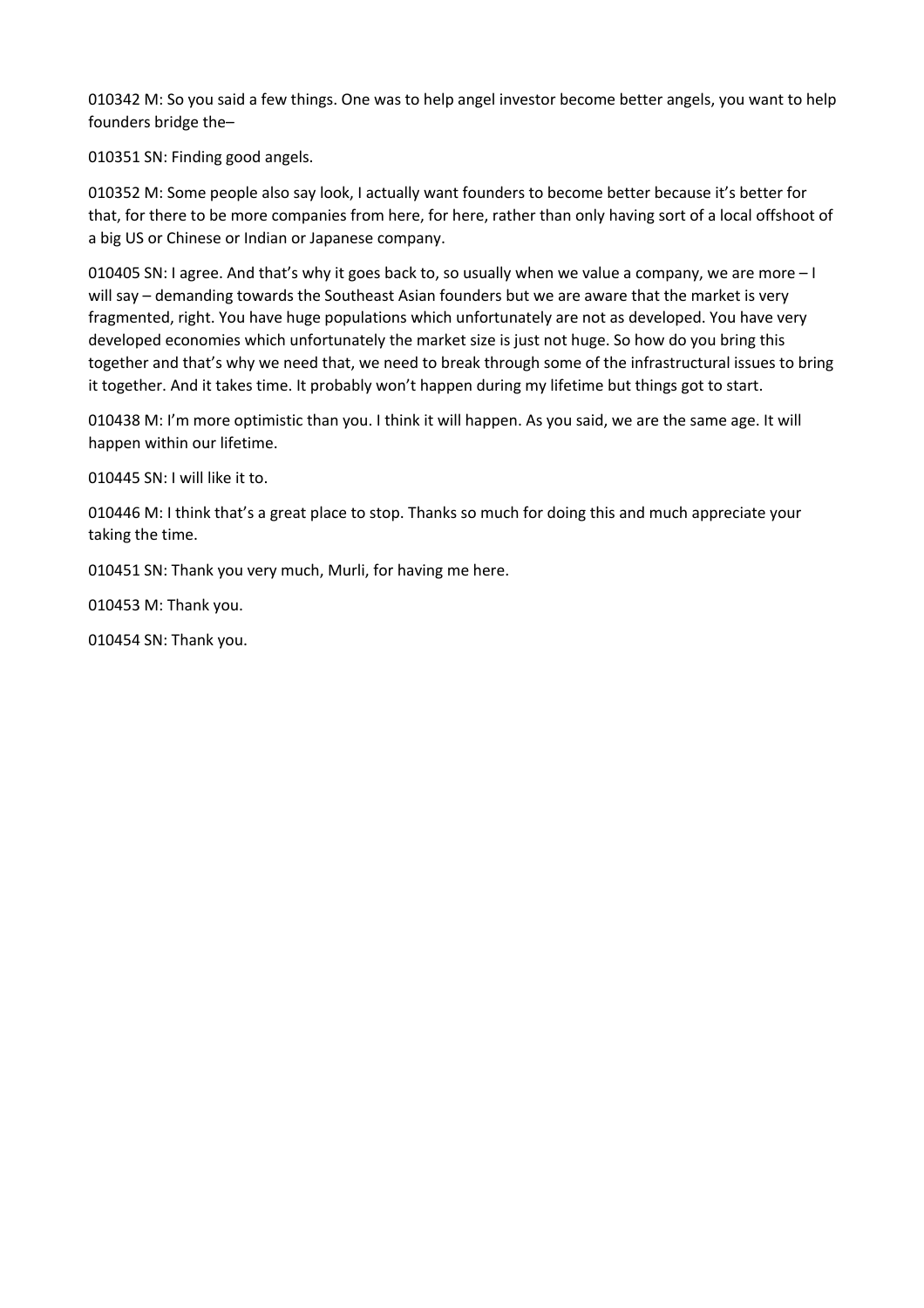010342 M: So you said a few things. One was to help angel investor become better angels, you want to help founders bridge the–

010351 SN: Finding good angels.

010352 M: Some people also say look, I actually want founders to become better because it's better for that, for there to be more companies from here, for here, rather than only having sort of a local offshoot of a big US or Chinese or Indian or Japanese company.

010405 SN: I agree. And that's why it goes back to, so usually when we value a company, we are more – I will say – demanding towards the Southeast Asian founders but we are aware that the market is very fragmented, right. You have huge populations which unfortunately are not as developed. You have very developed economies which unfortunately the market size is just not huge. So how do you bring this together and that's why we need that, we need to break through some of the infrastructural issues to bring it together. And it takes time. It probably won't happen during my lifetime but things got to start.

010438 M: I'm more optimistic than you. I think it will happen. As you said, we are the same age. It will happen within our lifetime.

010445 SN: I will like it to.

010446 M: I think that's a great place to stop. Thanks so much for doing this and much appreciate your taking the time.

010451 SN: Thank you very much, Murli, for having me here.

010453 M: Thank you.

010454 SN: Thank you.